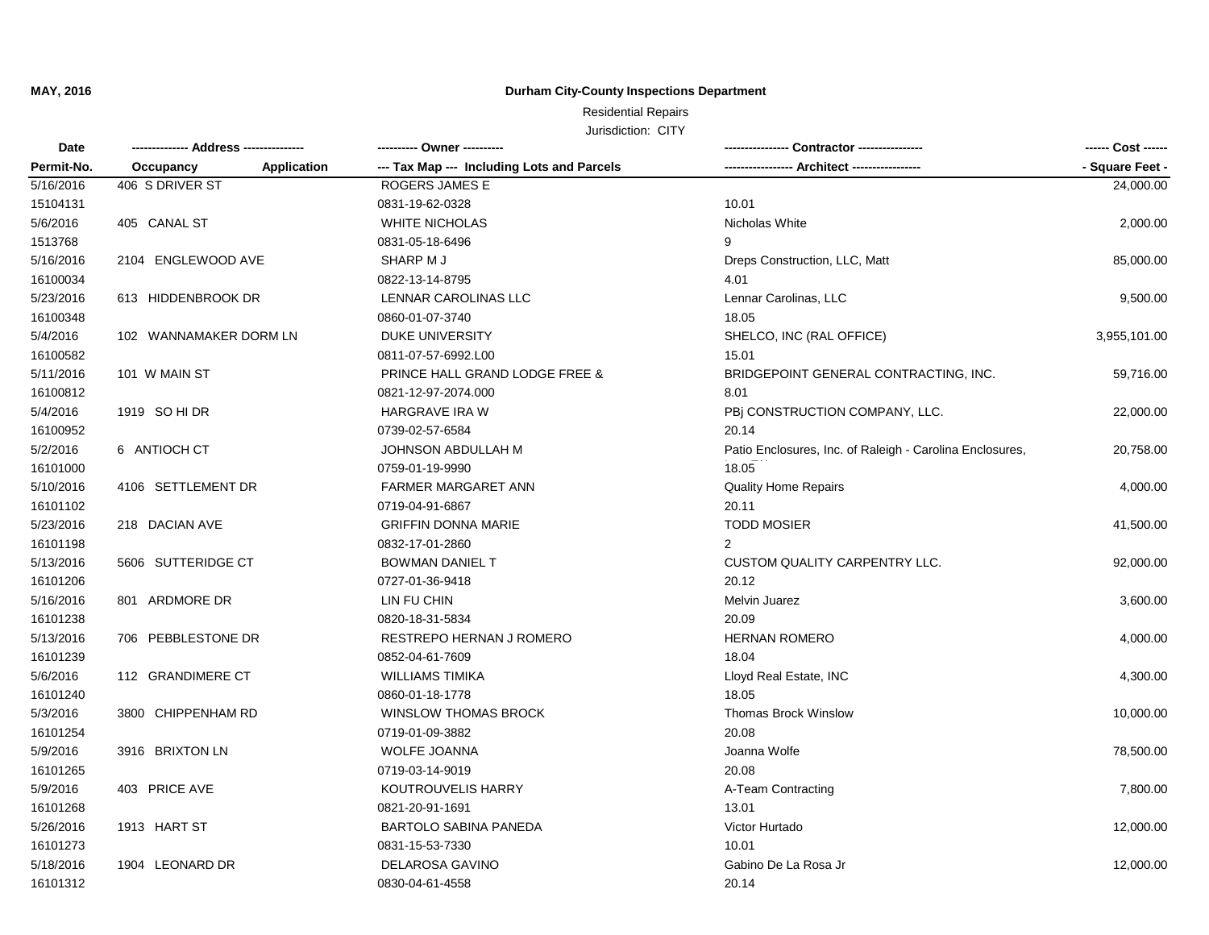**MAY, 2016**

# Durham City-County Inspections Department

Residential Repairs

Jurisdiction: CITY

| Date / Permit-No. | Address / Occupancy | Application | Owner / Tax Map --- Including Lots and Parcels | Contractor / Architect | Cost / Square Feet |
|---|---|---|---|---|---|
| 5/16/2016 | 406 S DRIVER ST | | ROGERS JAMES E | | 24,000.00 |
| 15104131 | | | 0831-19-62-0328 | 10.01 | |
| 5/6/2016 | 405 CANAL ST | | WHITE NICHOLAS | Nicholas White | 2,000.00 |
| 1513768 | | | 0831-05-18-6496 | 9 | |
| 5/16/2016 | 2104 ENGLEWOOD AVE | | SHARP M J | Dreps Construction, LLC, Matt | 85,000.00 |
| 16100034 | | | 0822-13-14-8795 | 4.01 | |
| 5/23/2016 | 613 HIDDENBROOK DR | | LENNAR CAROLINAS LLC | Lennar Carolinas, LLC | 9,500.00 |
| 16100348 | | | 0860-01-07-3740 | 18.05 | |
| 5/4/2016 | 102 WANNAMAKER DORM LN | | DUKE UNIVERSITY | SHELCO, INC (RAL OFFICE) | 3,955,101.00 |
| 16100582 | | | 0811-07-57-6992.L00 | 15.01 | |
| 5/11/2016 | 101 W MAIN ST | | PRINCE HALL GRAND LODGE FREE & | BRIDGEPOINT GENERAL CONTRACTING, INC. | 59,716.00 |
| 16100812 | | | 0821-12-97-2074.000 | 8.01 | |
| 5/4/2016 | 1919 SO HI DR | | HARGRAVE IRA W | PBj CONSTRUCTION COMPANY, LLC. | 22,000.00 |
| 16100952 | | | 0739-02-57-6584 | 20.14 | |
| 5/2/2016 | 6 ANTIOCH CT | | JOHNSON ABDULLAH M | Patio Enclosures, Inc. of Raleigh - Carolina Enclosures, | 20,758.00 |
| 16101000 | | | 0759-01-19-9990 | 18.05 | |
| 5/10/2016 | 4106 SETTLEMENT DR | | FARMER MARGARET ANN | Quality Home Repairs | 4,000.00 |
| 16101102 | | | 0719-04-91-6867 | 20.11 | |
| 5/23/2016 | 218 DACIAN AVE | | GRIFFIN DONNA MARIE | TODD MOSIER | 41,500.00 |
| 16101198 | | | 0832-17-01-2860 | 2 | |
| 5/13/2016 | 5606 SUTTERIDGE CT | | BOWMAN DANIEL T | CUSTOM QUALITY CARPENTRY LLC. | 92,000.00 |
| 16101206 | | | 0727-01-36-9418 | 20.12 | |
| 5/16/2016 | 801 ARDMORE DR | | LIN FU CHIN | Melvin Juarez | 3,600.00 |
| 16101238 | | | 0820-18-31-5834 | 20.09 | |
| 5/13/2016 | 706 PEBBLESTONE DR | | RESTREPO HERNAN J ROMERO | HERNAN ROMERO | 4,000.00 |
| 16101239 | | | 0852-04-61-7609 | 18.04 | |
| 5/6/2016 | 112 GRANDIMERE CT | | WILLIAMS TIMIKA | Lloyd Real Estate, INC | 4,300.00 |
| 16101240 | | | 0860-01-18-1778 | 18.05 | |
| 5/3/2016 | 3800 CHIPPENHAM RD | | WINSLOW THOMAS BROCK | Thomas Brock Winslow | 10,000.00 |
| 16101254 | | | 0719-01-09-3882 | 20.08 | |
| 5/9/2016 | 3916 BRIXTON LN | | WOLFE JOANNA | Joanna Wolfe | 78,500.00 |
| 16101265 | | | 0719-03-14-9019 | 20.08 | |
| 5/9/2016 | 403 PRICE AVE | | KOUTROUVELIS HARRY | A-Team Contracting | 7,800.00 |
| 16101268 | | | 0821-20-91-1691 | 13.01 | |
| 5/26/2016 | 1913 HART ST | | BARTOLO SABINA PANEDA | Victor Hurtado | 12,000.00 |
| 16101273 | | | 0831-15-53-7330 | 10.01 | |
| 5/18/2016 | 1904 LEONARD DR | | DELAROSA GAVINO | Gabino De La Rosa Jr | 12,000.00 |
| 16101312 | | | 0830-04-61-4558 | 20.14 | |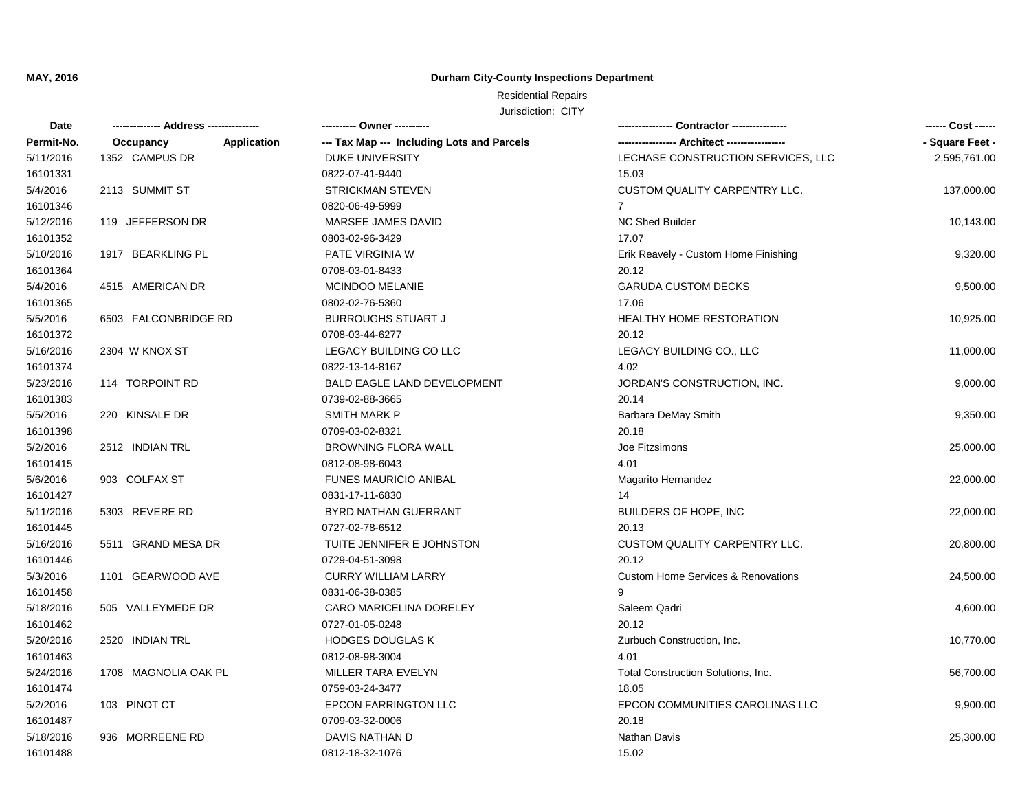**MAY, 2016**

**Durham City-County Inspections Department**

Residential Repairs

Jurisdiction: CITY

| Date<br>Permit-No. | ------------- Address --------------<br>Occupancy Application | ---------- Owner ----------<br>--- Tax Map --- Including Lots and Parcels | ---------------- Contractor ----------------<br>----------------- Architect ----------------- | ------ Cost ------<br>- Square Feet - |
|---|---|---|---|---|
| 5/11/2016<br>16101331 | 1352 CAMPUS DR | DUKE UNIVERSITY<br>0822-07-41-9440 | LECHASE CONSTRUCTION SERVICES, LLC<br>15.03 | 2,595,761.00 |
| 5/4/2016<br>16101346 | 2113 SUMMIT ST | STRICKMAN STEVEN<br>0820-06-49-5999 | CUSTOM QUALITY CARPENTRY LLC.<br>7 | 137,000.00 |
| 5/12/2016<br>16101352 | 119 JEFFERSON DR | MARSEE JAMES DAVID<br>0803-02-96-3429 | NC Shed Builder<br>17.07 | 10,143.00 |
| 5/10/2016<br>16101364 | 1917 BEARKLING PL | PATE VIRGINIA W<br>0708-03-01-8433 | Erik Reavely - Custom Home Finishing<br>20.12 | 9,320.00 |
| 5/4/2016<br>16101365 | 4515 AMERICAN DR | MCINDOO MELANIE<br>0802-02-76-5360 | GARUDA CUSTOM DECKS<br>17.06 | 9,500.00 |
| 5/5/2016<br>16101372 | 6503 FALCONBRIDGE RD | BURROUGHS STUART J<br>0708-03-44-6277 | HEALTHY HOME RESTORATION<br>20.12 | 10,925.00 |
| 5/16/2016<br>16101374 | 2304 W KNOX ST | LEGACY BUILDING CO LLC<br>0822-13-14-8167 | LEGACY BUILDING CO., LLC<br>4.02 | 11,000.00 |
| 5/23/2016<br>16101383 | 114 TORPOINT RD | BALD EAGLE LAND DEVELOPMENT<br>0739-02-88-3665 | JORDAN'S CONSTRUCTION, INC.<br>20.14 | 9,000.00 |
| 5/5/2016<br>16101398 | 220 KINSALE DR | SMITH MARK P<br>0709-03-02-8321 | Barbara DeMay Smith<br>20.18 | 9,350.00 |
| 5/2/2016<br>16101415 | 2512 INDIAN TRL | BROWNING FLORA WALL<br>0812-08-98-6043 | Joe Fitzsimons<br>4.01 | 25,000.00 |
| 5/6/2016<br>16101427 | 903 COLFAX ST | FUNES MAURICIO ANIBAL<br>0831-17-11-6830 | Magarito Hernandez<br>14 | 22,000.00 |
| 5/11/2016<br>16101445 | 5303 REVERE RD | BYRD NATHAN GUERRANT<br>0727-02-78-6512 | BUILDERS OF HOPE, INC<br>20.13 | 22,000.00 |
| 5/16/2016<br>16101446 | 5511 GRAND MESA DR | TUITE JENNIFER E JOHNSTON<br>0729-04-51-3098 | CUSTOM QUALITY CARPENTRY LLC.<br>20.12 | 20,800.00 |
| 5/3/2016<br>16101458 | 1101 GEARWOOD AVE | CURRY WILLIAM LARRY<br>0831-06-38-0385 | Custom Home Services & Renovations<br>9 | 24,500.00 |
| 5/18/2016<br>16101462 | 505 VALLEYMEDE DR | CARO MARICELINA DORELEY<br>0727-01-05-0248 | Saleem Qadri<br>20.12 | 4,600.00 |
| 5/20/2016<br>16101463 | 2520 INDIAN TRL | HODGES DOUGLAS K<br>0812-08-98-3004 | Zurbuch Construction, Inc.<br>4.01 | 10,770.00 |
| 5/24/2016<br>16101474 | 1708 MAGNOLIA OAK PL | MILLER TARA EVELYN<br>0759-03-24-3477 | Total Construction Solutions, Inc.<br>18.05 | 56,700.00 |
| 5/2/2016<br>16101487 | 103 PINOT CT | EPCON FARRINGTON LLC<br>0709-03-32-0006 | EPCON COMMUNITIES CAROLINAS LLC<br>20.18 | 9,900.00 |
| 5/18/2016<br>16101488 | 936 MORREENE RD | DAVIS NATHAN D<br>0812-18-32-1076 | Nathan Davis<br>15.02 | 25,300.00 |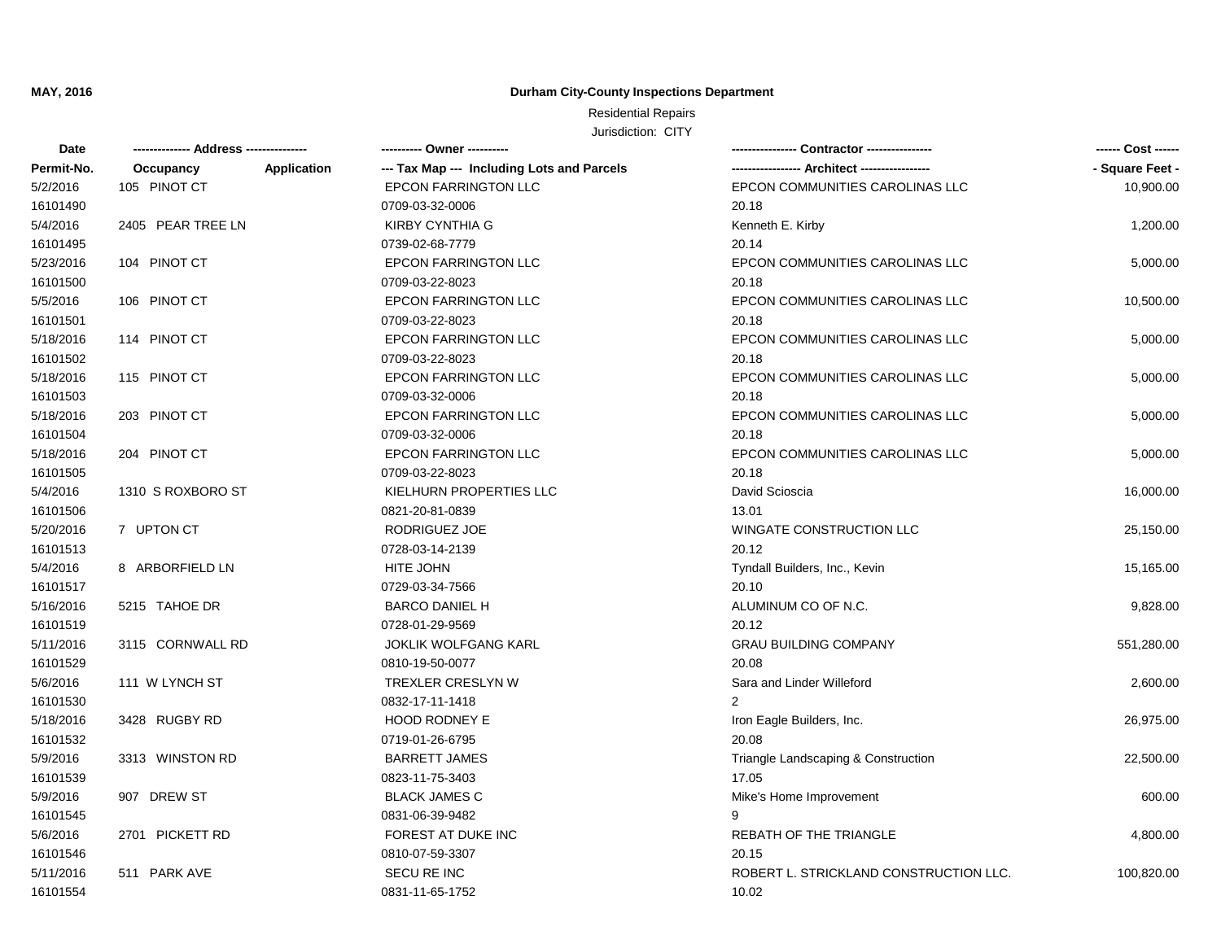**MAY, 2016**

**Durham City-County Inspections Department**

Residential Repairs

Jurisdiction: CITY

| Date / Permit-No. | Address / Occupancy | Application | Owner / Tax Map --- Including Lots and Parcels | Contractor / Architect | Cost / Square Feet |
|---|---|---|---|---|---|
| 5/2/2016<br>16101490 | 105 PINOT CT | | EPCON FARRINGTON LLC<br>0709-03-32-0006 | EPCON COMMUNITIES CAROLINAS LLC<br>20.18 | 10,900.00 |
| 5/4/2016<br>16101495 | 2405 PEAR TREE LN | | KIRBY CYNTHIA G<br>0739-02-68-7779 | Kenneth E. Kirby<br>20.14 | 1,200.00 |
| 5/23/2016<br>16101500 | 104 PINOT CT | | EPCON FARRINGTON LLC<br>0709-03-22-8023 | EPCON COMMUNITIES CAROLINAS LLC<br>20.18 | 5,000.00 |
| 5/5/2016<br>16101501 | 106 PINOT CT | | EPCON FARRINGTON LLC<br>0709-03-22-8023 | EPCON COMMUNITIES CAROLINAS LLC<br>20.18 | 10,500.00 |
| 5/18/2016<br>16101502 | 114 PINOT CT | | EPCON FARRINGTON LLC<br>0709-03-22-8023 | EPCON COMMUNITIES CAROLINAS LLC<br>20.18 | 5,000.00 |
| 5/18/2016<br>16101503 | 115 PINOT CT | | EPCON FARRINGTON LLC<br>0709-03-32-0006 | EPCON COMMUNITIES CAROLINAS LLC<br>20.18 | 5,000.00 |
| 5/18/2016<br>16101504 | 203 PINOT CT | | EPCON FARRINGTON LLC<br>0709-03-32-0006 | EPCON COMMUNITIES CAROLINAS LLC<br>20.18 | 5,000.00 |
| 5/18/2016<br>16101505 | 204 PINOT CT | | EPCON FARRINGTON LLC<br>0709-03-22-8023 | EPCON COMMUNITIES CAROLINAS LLC<br>20.18 | 5,000.00 |
| 5/4/2016<br>16101506 | 1310 S ROXBORO ST | | KIELHURN PROPERTIES LLC<br>0821-20-81-0839 | David Scioscia<br>13.01 | 16,000.00 |
| 5/20/2016<br>16101513 | 7 UPTON CT | | RODRIGUEZ JOE<br>0728-03-14-2139 | WINGATE CONSTRUCTION LLC<br>20.12 | 25,150.00 |
| 5/4/2016<br>16101517 | 8 ARBORFIELD LN | | HITE JOHN<br>0729-03-34-7566 | Tyndall Builders, Inc., Kevin<br>20.10 | 15,165.00 |
| 5/16/2016<br>16101519 | 5215 TAHOE DR | | BARCO DANIEL H<br>0728-01-29-9569 | ALUMINUM CO OF N.C.<br>20.12 | 9,828.00 |
| 5/11/2016<br>16101529 | 3115 CORNWALL RD | | JOKLIK WOLFGANG KARL<br>0810-19-50-0077 | GRAU BUILDING COMPANY<br>20.08 | 551,280.00 |
| 5/6/2016<br>16101530 | 111 W LYNCH ST | | TREXLER CRESLYN W<br>0832-17-11-1418 | Sara and Linder Willeford<br>2 | 2,600.00 |
| 5/18/2016<br>16101532 | 3428 RUGBY RD | | HOOD RODNEY E<br>0719-01-26-6795 | Iron Eagle Builders, Inc.<br>20.08 | 26,975.00 |
| 5/9/2016<br>16101539 | 3313 WINSTON RD | | BARRETT JAMES<br>0823-11-75-3403 | Triangle Landscaping & Construction<br>17.05 | 22,500.00 |
| 5/9/2016<br>16101545 | 907 DREW ST | | BLACK JAMES C<br>0831-06-39-9482 | Mike's Home Improvement<br>9 | 600.00 |
| 5/6/2016<br>16101546 | 2701 PICKETT RD | | FOREST AT DUKE INC<br>0810-07-59-3307 | REBATH OF THE TRIANGLE<br>20.15 | 4,800.00 |
| 5/11/2016<br>16101554 | 511 PARK AVE | | SECU RE INC<br>0831-11-65-1752 | ROBERT L. STRICKLAND CONSTRUCTION LLC.<br>10.02 | 100,820.00 |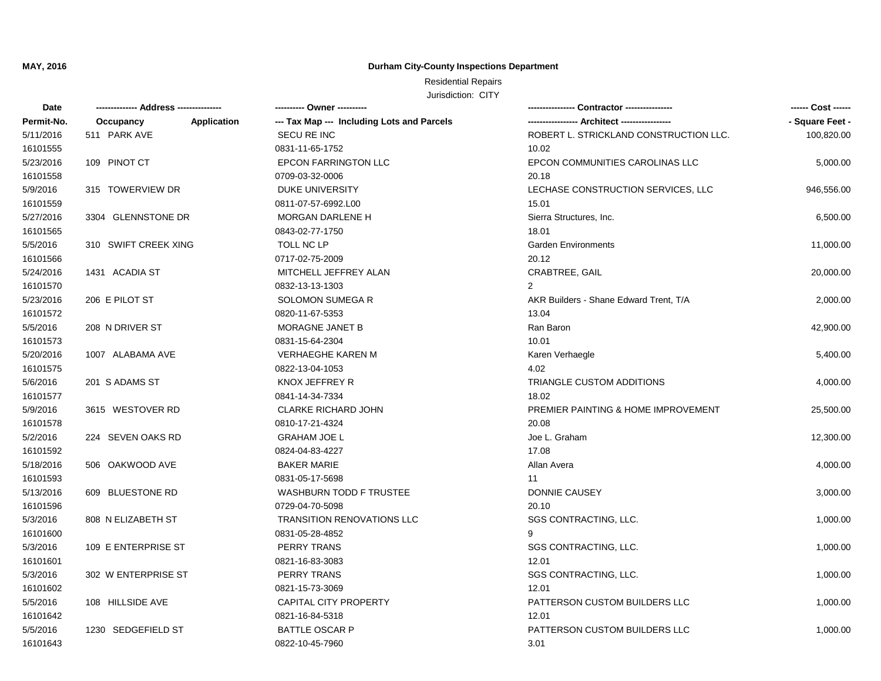**MAY, 2016**

**Durham City-County Inspections Department**

Residential Repairs

Jurisdiction: CITY

| Date<br>Permit-No. | ------------- Address --------------<br>Occupancy / Application | ---------- Owner ----------<br>--- Tax Map --- Including Lots and Parcels | --------------- Contractor ---------------<br>---------------- Architect ---------------- | ------ Cost ------<br>- Square Feet - |
|---|---|---|---|---|
| 5/11/2016<br>16101555 | 511 PARK AVE | SECU RE INC<br>0831-11-65-1752 | ROBERT L. STRICKLAND CONSTRUCTION LLC.<br>10.02 | 100,820.00 |
| 5/23/2016<br>16101558 | 109 PINOT CT | EPCON FARRINGTON LLC<br>0709-03-32-0006 | EPCON COMMUNITIES CAROLINAS LLC<br>20.18 | 5,000.00 |
| 5/9/2016<br>16101559 | 315 TOWERVIEW DR | DUKE UNIVERSITY<br>0811-07-57-6992.L00 | LECHASE CONSTRUCTION SERVICES, LLC<br>15.01 | 946,556.00 |
| 5/27/2016<br>16101565 | 3304 GLENNSTONE DR | MORGAN DARLENE H<br>0843-02-77-1750 | Sierra Structures, Inc.<br>18.01 | 6,500.00 |
| 5/5/2016<br>16101566 | 310 SWIFT CREEK XING | TOLL NC LP<br>0717-02-75-2009 | Garden Environments<br>20.12 | 11,000.00 |
| 5/24/2016<br>16101570 | 1431 ACADIA ST | MITCHELL JEFFREY ALAN<br>0832-13-13-1303 | CRABTREE, GAIL<br>2 | 20,000.00 |
| 5/23/2016<br>16101572 | 206 E PILOT ST | SOLOMON SUMEGA R<br>0820-11-67-5353 | AKR Builders - Shane Edward Trent, T/A<br>13.04 | 2,000.00 |
| 5/5/2016<br>16101573 | 208 N DRIVER ST | MORAGNE JANET B<br>0831-15-64-2304 | Ran Baron<br>10.01 | 42,900.00 |
| 5/20/2016<br>16101575 | 1007 ALABAMA AVE | VERHAEGHE KAREN M<br>0822-13-04-1053 | Karen Verhaegle<br>4.02 | 5,400.00 |
| 5/6/2016<br>16101577 | 201 S ADAMS ST | KNOX JEFFREY R<br>0841-14-34-7334 | TRIANGLE CUSTOM ADDITIONS<br>18.02 | 4,000.00 |
| 5/9/2016<br>16101578 | 3615 WESTOVER RD | CLARKE RICHARD JOHN<br>0810-17-21-4324 | PREMIER PAINTING & HOME IMPROVEMENT<br>20.08 | 25,500.00 |
| 5/2/2016<br>16101592 | 224 SEVEN OAKS RD | GRAHAM JOE L<br>0824-04-83-4227 | Joe L. Graham<br>17.08 | 12,300.00 |
| 5/18/2016<br>16101593 | 506 OAKWOOD AVE | BAKER MARIE<br>0831-05-17-5698 | Allan Avera<br>11 | 4,000.00 |
| 5/13/2016<br>16101596 | 609 BLUESTONE RD | WASHBURN TODD F TRUSTEE<br>0729-04-70-5098 | DONNIE CAUSEY<br>20.10 | 3,000.00 |
| 5/3/2016<br>16101600 | 808 N ELIZABETH ST | TRANSITION RENOVATIONS LLC<br>0831-05-28-4852 | SGS CONTRACTING, LLC.<br>9 | 1,000.00 |
| 5/3/2016<br>16101601 | 109 E ENTERPRISE ST | PERRY TRANS<br>0821-16-83-3083 | SGS CONTRACTING, LLC.<br>12.01 | 1,000.00 |
| 5/3/2016<br>16101602 | 302 W ENTERPRISE ST | PERRY TRANS<br>0821-15-73-3069 | SGS CONTRACTING, LLC.<br>12.01 | 1,000.00 |
| 5/5/2016<br>16101642 | 108 HILLSIDE AVE | CAPITAL CITY PROPERTY<br>0821-16-84-5318 | PATTERSON CUSTOM BUILDERS LLC<br>12.01 | 1,000.00 |
| 5/5/2016<br>16101643 | 1230 SEDGEFIELD ST | BATTLE OSCAR P<br>0822-10-45-7960 | PATTERSON CUSTOM BUILDERS LLC<br>3.01 | 1,000.00 |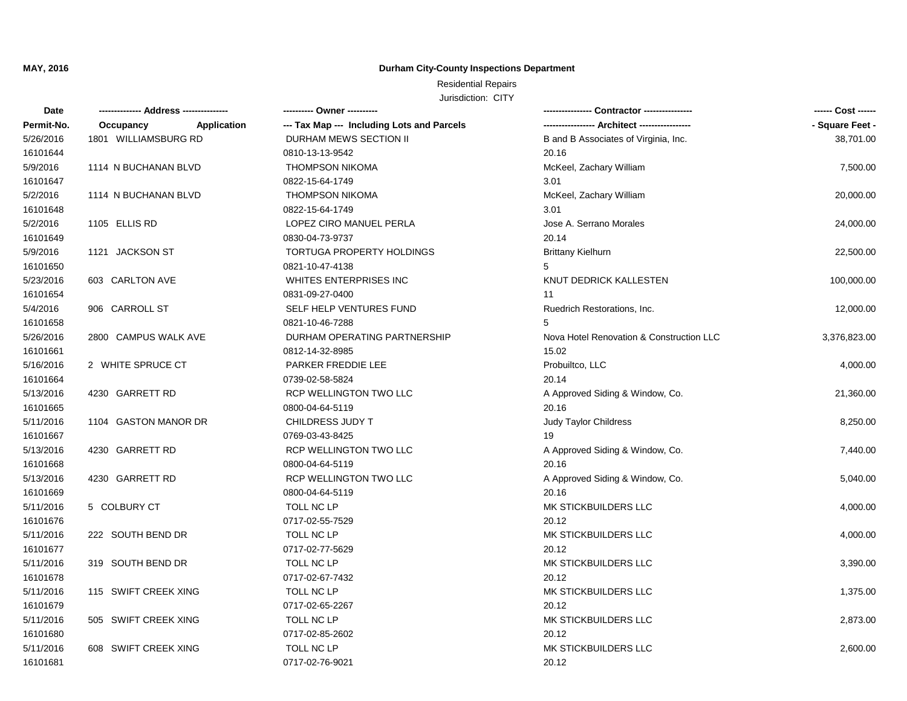**MAY, 2016**

## Durham City-County Inspections Department

Residential Repairs

Jurisdiction: CITY

| Date<br>Permit-No. | ------------- Address ---------------<br>Occupancy Application | ---------- Owner ----------<br>--- Tax Map --- Including Lots and Parcels | --------------- Contractor ---------------<br>---------------- Architect ---------------- | ------ Cost ------<br>- Square Feet - |
|---|---|---|---|---|
| 5/26/2016<br>16101644 | 1801 WILLIAMSBURG RD | DURHAM MEWS SECTION II<br>0810-13-13-9542 | B and B Associates of Virginia, Inc.<br>20.16 | 38,701.00 |
| 5/9/2016<br>16101647 | 1114 N BUCHANAN BLVD | THOMPSON NIKOMA<br>0822-15-64-1749 | McKeel, Zachary William<br>3.01 | 7,500.00 |
| 5/2/2016<br>16101648 | 1114 N BUCHANAN BLVD | THOMPSON NIKOMA<br>0822-15-64-1749 | McKeel, Zachary William<br>3.01 | 20,000.00 |
| 5/2/2016<br>16101649 | 1105 ELLIS RD | LOPEZ CIRO MANUEL PERLA<br>0830-04-73-9737 | Jose A. Serrano Morales<br>20.14 | 24,000.00 |
| 5/9/2016<br>16101650 | 1121 JACKSON ST | TORTUGA PROPERTY HOLDINGS<br>0821-10-47-4138 | Brittany Kielhurn<br>5 | 22,500.00 |
| 5/23/2016<br>16101654 | 603 CARLTON AVE | WHITES ENTERPRISES INC<br>0831-09-27-0400 | KNUT DEDRICK KALLESTEN<br>11 | 100,000.00 |
| 5/4/2016<br>16101658 | 906 CARROLL ST | SELF HELP VENTURES FUND<br>0821-10-46-7288 | Ruedrich Restorations, Inc.<br>5 | 12,000.00 |
| 5/26/2016<br>16101661 | 2800 CAMPUS WALK AVE | DURHAM OPERATING PARTNERSHIP<br>0812-14-32-8985 | Nova Hotel Renovation & Construction LLC<br>15.02 | 3,376,823.00 |
| 5/16/2016<br>16101664 | 2 WHITE SPRUCE CT | PARKER FREDDIE LEE<br>0739-02-58-5824 | Probuiltco, LLC<br>20.14 | 4,000.00 |
| 5/13/2016<br>16101665 | 4230 GARRETT RD | RCP WELLINGTON TWO LLC<br>0800-04-64-5119 | A Approved Siding & Window, Co.<br>20.16 | 21,360.00 |
| 5/11/2016<br>16101667 | 1104 GASTON MANOR DR | CHILDRESS JUDY T<br>0769-03-43-8425 | Judy Taylor Childress<br>19 | 8,250.00 |
| 5/13/2016<br>16101668 | 4230 GARRETT RD | RCP WELLINGTON TWO LLC<br>0800-04-64-5119 | A Approved Siding & Window, Co.<br>20.16 | 7,440.00 |
| 5/13/2016<br>16101669 | 4230 GARRETT RD | RCP WELLINGTON TWO LLC<br>0800-04-64-5119 | A Approved Siding & Window, Co.<br>20.16 | 5,040.00 |
| 5/11/2016<br>16101676 | 5 COLBURY CT | TOLL NC LP<br>0717-02-55-7529 | MK STICKBUILDERS LLC<br>20.12 | 4,000.00 |
| 5/11/2016<br>16101677 | 222 SOUTH BEND DR | TOLL NC LP<br>0717-02-77-5629 | MK STICKBUILDERS LLC<br>20.12 | 4,000.00 |
| 5/11/2016<br>16101678 | 319 SOUTH BEND DR | TOLL NC LP<br>0717-02-67-7432 | MK STICKBUILDERS LLC<br>20.12 | 3,390.00 |
| 5/11/2016<br>16101679 | 115 SWIFT CREEK XING | TOLL NC LP<br>0717-02-65-2267 | MK STICKBUILDERS LLC<br>20.12 | 1,375.00 |
| 5/11/2016<br>16101680 | 505 SWIFT CREEK XING | TOLL NC LP<br>0717-02-85-2602 | MK STICKBUILDERS LLC<br>20.12 | 2,873.00 |
| 5/11/2016<br>16101681 | 608 SWIFT CREEK XING | TOLL NC LP<br>0717-02-76-9021 | MK STICKBUILDERS LLC<br>20.12 | 2,600.00 |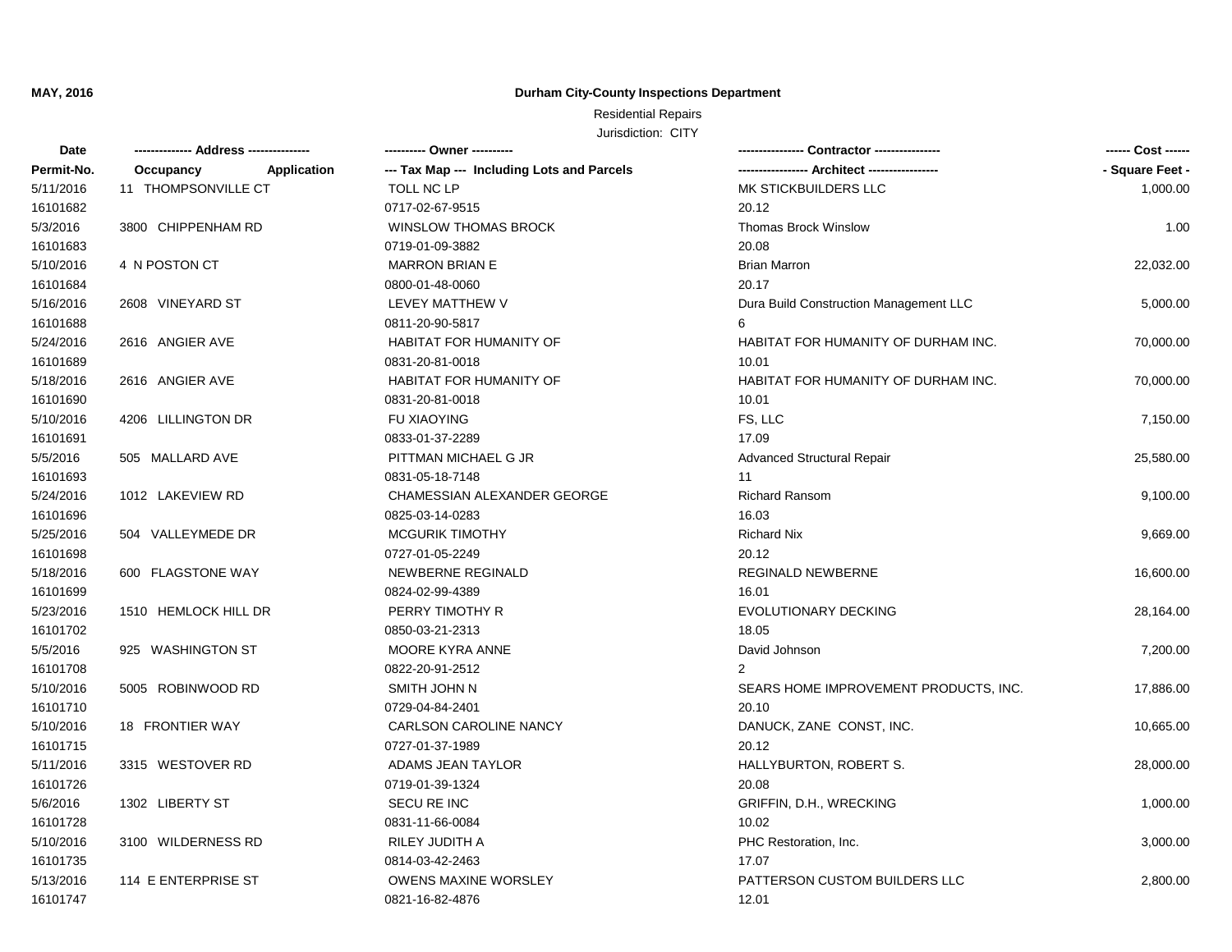**MAY, 2016**

# Durham City-County Inspections Department

Residential Repairs

Jurisdiction: CITY

| Date<br>Permit-No. | Address<br>Occupancy / Application | Owner<br>Tax Map --- Including Lots and Parcels | Contractor<br>Architect | Cost<br>Square Feet |
|---|---|---|---|---|
| 5/11/2016<br>16101682 | 11 THOMPSONVILLE CT | TOLL NC LP<br>0717-02-67-9515 | MK STICKBUILDERS LLC<br>20.12 | 1,000.00 |
| 5/3/2016<br>16101683 | 3800 CHIPPENHAM RD | WINSLOW THOMAS BROCK<br>0719-01-09-3882 | Thomas Brock Winslow<br>20.08 | 1.00 |
| 5/10/2016<br>16101684 | 4 N POSTON CT | MARRON BRIAN E<br>0800-01-48-0060 | Brian Marron<br>20.17 | 22,032.00 |
| 5/16/2016<br>16101688 | 2608 VINEYARD ST | LEVEY MATTHEW V<br>0811-20-90-5817 | Dura Build Construction Management LLC<br>6 | 5,000.00 |
| 5/24/2016<br>16101689 | 2616 ANGIER AVE | HABITAT FOR HUMANITY OF<br>0831-20-81-0018 | HABITAT FOR HUMANITY OF DURHAM INC.<br>10.01 | 70,000.00 |
| 5/18/2016<br>16101690 | 2616 ANGIER AVE | HABITAT FOR HUMANITY OF<br>0831-20-81-0018 | HABITAT FOR HUMANITY OF DURHAM INC.<br>10.01 | 70,000.00 |
| 5/10/2016<br>16101691 | 4206 LILLINGTON DR | FU XIAOYING<br>0833-01-37-2289 | FS, LLC<br>17.09 | 7,150.00 |
| 5/5/2016<br>16101693 | 505 MALLARD AVE | PITTMAN MICHAEL G JR<br>0831-05-18-7148 | Advanced Structural Repair<br>11 | 25,580.00 |
| 5/24/2016<br>16101696 | 1012 LAKEVIEW RD | CHAMESSIAN ALEXANDER GEORGE<br>0825-03-14-0283 | Richard Ransom<br>16.03 | 9,100.00 |
| 5/25/2016<br>16101698 | 504 VALLEYMEDE DR | MCGURIK TIMOTHY<br>0727-01-05-2249 | Richard Nix<br>20.12 | 9,669.00 |
| 5/18/2016<br>16101699 | 600 FLAGSTONE WAY | NEWBERNE REGINALD<br>0824-02-99-4389 | REGINALD NEWBERNE<br>16.01 | 16,600.00 |
| 5/23/2016<br>16101702 | 1510 HEMLOCK HILL DR | PERRY TIMOTHY R<br>0850-03-21-2313 | EVOLUTIONARY DECKING<br>18.05 | 28,164.00 |
| 5/5/2016<br>16101708 | 925 WASHINGTON ST | MOORE KYRA ANNE<br>0822-20-91-2512 | David Johnson<br>2 | 7,200.00 |
| 5/10/2016<br>16101710 | 5005 ROBINWOOD RD | SMITH JOHN N<br>0729-04-84-2401 | SEARS HOME IMPROVEMENT PRODUCTS, INC.<br>20.10 | 17,886.00 |
| 5/10/2016<br>16101715 | 18 FRONTIER WAY | CARLSON CAROLINE NANCY<br>0727-01-37-1989 | DANUCK, ZANE CONST, INC.<br>20.12 | 10,665.00 |
| 5/11/2016<br>16101726 | 3315 WESTOVER RD | ADAMS JEAN TAYLOR<br>0719-01-39-1324 | HALLYBURTON, ROBERT S.<br>20.08 | 28,000.00 |
| 5/6/2016<br>16101728 | 1302 LIBERTY ST | SECU RE INC<br>0831-11-66-0084 | GRIFFIN, D.H., WRECKING<br>10.02 | 1,000.00 |
| 5/10/2016<br>16101735 | 3100 WILDERNESS RD | RILEY JUDITH A<br>0814-03-42-2463 | PHC Restoration, Inc.<br>17.07 | 3,000.00 |
| 5/13/2016<br>16101747 | 114 E ENTERPRISE ST | OWENS MAXINE WORSLEY<br>0821-16-82-4876 | PATTERSON CUSTOM BUILDERS LLC<br>12.01 | 2,800.00 |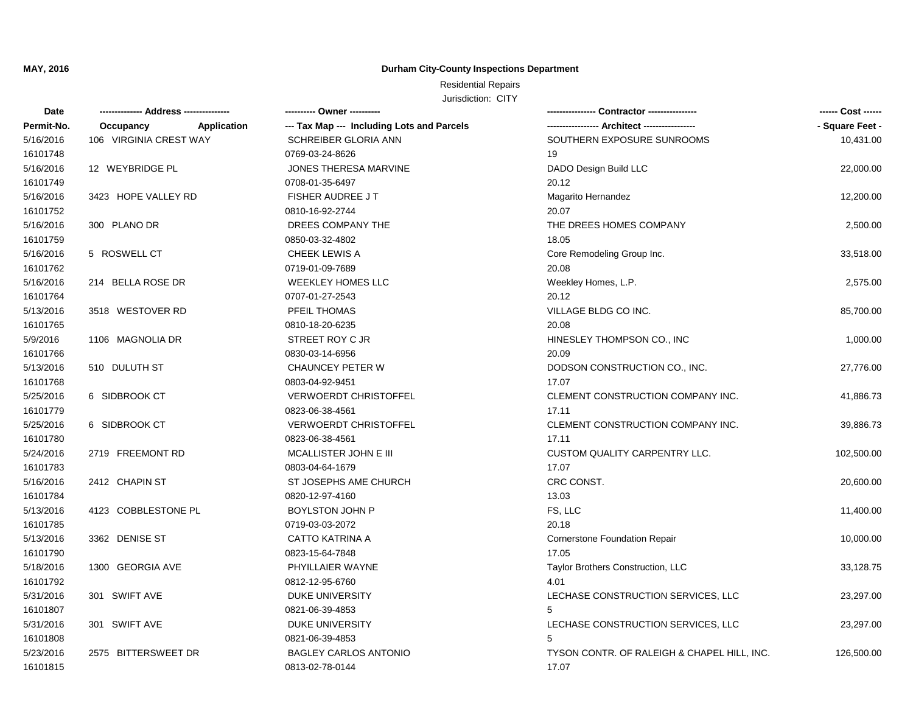**MAY, 2016**

**Durham City-County Inspections Department**

Residential Repairs

Jurisdiction: CITY

| Date<br>Permit-No. | Address<br>Occupancy / Application | Owner<br>Tax Map --- Including Lots and Parcels | Contractor<br>Architect | Cost<br>Square Feet |
|---|---|---|---|---|
| 5/16/2016<br>16101748 | 106 VIRGINIA CREST WAY | SCHREIBER GLORIA ANN<br>0769-03-24-8626 | SOUTHERN EXPOSURE SUNROOMS<br>19 | 10,431.00 |
| 5/16/2016<br>16101749 | 12 WEYBRIDGE PL | JONES THERESA MARVINE<br>0708-01-35-6497 | DADO Design Build LLC<br>20.12 | 22,000.00 |
| 5/16/2016<br>16101752 | 3423 HOPE VALLEY RD | FISHER AUDREE J T<br>0810-16-92-2744 | Magarito Hernandez<br>20.07 | 12,200.00 |
| 5/16/2016<br>16101759 | 300 PLANO DR | DREES COMPANY THE<br>0850-03-32-4802 | THE DREES HOMES COMPANY<br>18.05 | 2,500.00 |
| 5/16/2016<br>16101762 | 5 ROSWELL CT | CHEEK LEWIS A<br>0719-01-09-7689 | Core Remodeling Group Inc.<br>20.08 | 33,518.00 |
| 5/16/2016<br>16101764 | 214 BELLA ROSE DR | WEEKLEY HOMES LLC<br>0707-01-27-2543 | Weekley Homes, L.P.<br>20.12 | 2,575.00 |
| 5/13/2016<br>16101765 | 3518 WESTOVER RD | PFEIL THOMAS<br>0810-18-20-6235 | VILLAGE BLDG CO INC.<br>20.08 | 85,700.00 |
| 5/9/2016<br>16101766 | 1106 MAGNOLIA DR | STREET ROY C JR<br>0830-03-14-6956 | HINESLEY THOMPSON CO., INC<br>20.09 | 1,000.00 |
| 5/13/2016<br>16101768 | 510 DULUTH ST | CHAUNCEY PETER W<br>0803-04-92-9451 | DODSON CONSTRUCTION CO., INC.<br>17.07 | 27,776.00 |
| 5/25/2016<br>16101779 | 6 SIDBROOK CT | VERWOERDT CHRISTOFFEL<br>0823-06-38-4561 | CLEMENT CONSTRUCTION COMPANY INC.<br>17.11 | 41,886.73 |
| 5/25/2016<br>16101780 | 6 SIDBROOK CT | VERWOERDT CHRISTOFFEL<br>0823-06-38-4561 | CLEMENT CONSTRUCTION COMPANY INC.<br>17.11 | 39,886.73 |
| 5/24/2016<br>16101783 | 2719 FREEMONT RD | MCALLISTER JOHN E III<br>0803-04-64-1679 | CUSTOM QUALITY CARPENTRY LLC.<br>17.07 | 102,500.00 |
| 5/16/2016<br>16101784 | 2412 CHAPIN ST | ST JOSEPHS AME CHURCH<br>0820-12-97-4160 | CRC CONST.<br>13.03 | 20,600.00 |
| 5/13/2016<br>16101785 | 4123 COBBLESTONE PL | BOYLSTON JOHN P<br>0719-03-03-2072 | FS, LLC<br>20.18 | 11,400.00 |
| 5/13/2016<br>16101790 | 3362 DENISE ST | CATTO KATRINA A<br>0823-15-64-7848 | Cornerstone Foundation Repair<br>17.05 | 10,000.00 |
| 5/18/2016<br>16101792 | 1300 GEORGIA AVE | PHYILLAIER WAYNE<br>0812-12-95-6760 | Taylor Brothers Construction, LLC<br>4.01 | 33,128.75 |
| 5/31/2016<br>16101807 | 301 SWIFT AVE | DUKE UNIVERSITY<br>0821-06-39-4853 | LECHASE CONSTRUCTION SERVICES, LLC<br>5 | 23,297.00 |
| 5/31/2016<br>16101808 | 301 SWIFT AVE | DUKE UNIVERSITY<br>0821-06-39-4853 | LECHASE CONSTRUCTION SERVICES, LLC<br>5 | 23,297.00 |
| 5/23/2016<br>16101815 | 2575 BITTERSWEET DR | BAGLEY CARLOS ANTONIO<br>0813-02-78-0144 | TYSON CONTR. OF RALEIGH & CHAPEL HILL, INC.<br>17.07 | 126,500.00 |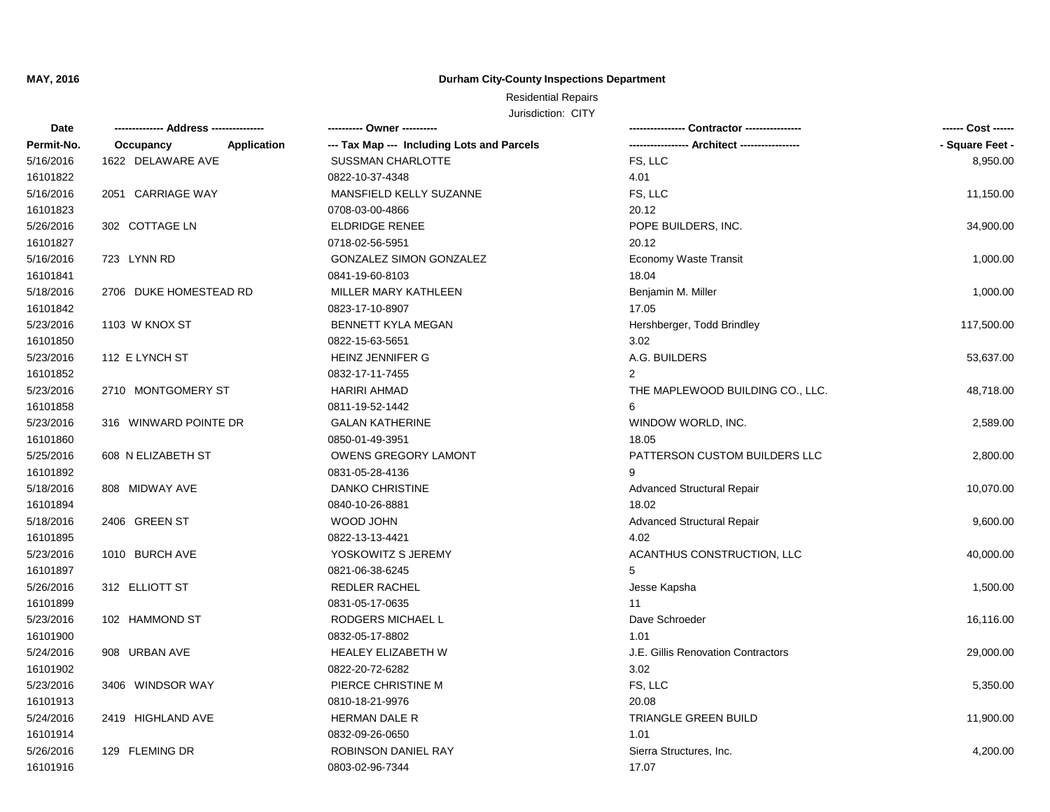**MAY, 2016**

## Durham City-County Inspections Department

Residential Repairs

Jurisdiction: CITY

| Date<br>Permit-No. | Address<br>Occupancy / Application | Owner<br>Tax Map --- Including Lots and Parcels | Contractor<br>Architect | Cost<br>Square Feet |
|---|---|---|---|---|
| 5/16/2016<br>16101822 | 1622 DELAWARE AVE | SUSSMAN CHARLOTTE<br>0822-10-37-4348 | FS, LLC<br>4.01 | 8,950.00 |
| 5/16/2016<br>16101823 | 2051 CARRIAGE WAY | MANSFIELD KELLY SUZANNE<br>0708-03-00-4866 | FS, LLC<br>20.12 | 11,150.00 |
| 5/26/2016<br>16101827 | 302 COTTAGE LN | ELDRIDGE RENEE<br>0718-02-56-5951 | POPE BUILDERS, INC.<br>20.12 | 34,900.00 |
| 5/16/2016<br>16101841 | 723 LYNN RD | GONZALEZ SIMON GONZALEZ<br>0841-19-60-8103 | Economy Waste Transit<br>18.04 | 1,000.00 |
| 5/18/2016<br>16101842 | 2706 DUKE HOMESTEAD RD | MILLER MARY KATHLEEN<br>0823-17-10-8907 | Benjamin M. Miller<br>17.05 | 1,000.00 |
| 5/23/2016<br>16101850 | 1103 W KNOX ST | BENNETT KYLA MEGAN<br>0822-15-63-5651 | Hershberger, Todd Brindley<br>3.02 | 117,500.00 |
| 5/23/2016<br>16101852 | 112 E LYNCH ST | HEINZ JENNIFER G<br>0832-17-11-7455 | A.G. BUILDERS<br>2 | 53,637.00 |
| 5/23/2016<br>16101858 | 2710 MONTGOMERY ST | HARIRI AHMAD<br>0811-19-52-1442 | THE MAPLEWOOD BUILDING CO., LLC.<br>6 | 48,718.00 |
| 5/23/2016<br>16101860 | 316 WINWARD POINTE DR | GALAN KATHERINE<br>0850-01-49-3951 | WINDOW WORLD, INC.<br>18.05 | 2,589.00 |
| 5/25/2016<br>16101892 | 608 N ELIZABETH ST | OWENS GREGORY LAMONT<br>0831-05-28-4136 | PATTERSON CUSTOM BUILDERS LLC<br>9 | 2,800.00 |
| 5/18/2016<br>16101894 | 808 MIDWAY AVE | DANKO CHRISTINE<br>0840-10-26-8881 | Advanced Structural Repair<br>18.02 | 10,070.00 |
| 5/18/2016<br>16101895 | 2406 GREEN ST | WOOD JOHN<br>0822-13-13-4421 | Advanced Structural Repair<br>4.02 | 9,600.00 |
| 5/23/2016<br>16101897 | 1010 BURCH AVE | YOSKOWITZ S JEREMY<br>0821-06-38-6245 | ACANTHUS CONSTRUCTION, LLC<br>5 | 40,000.00 |
| 5/26/2016<br>16101899 | 312 ELLIOTT ST | REDLER RACHEL<br>0831-05-17-0635 | Jesse Kapsha<br>11 | 1,500.00 |
| 5/23/2016<br>16101900 | 102 HAMMOND ST | RODGERS MICHAEL L<br>0832-05-17-8802 | Dave Schroeder<br>1.01 | 16,116.00 |
| 5/24/2016<br>16101902 | 908 URBAN AVE | HEALEY ELIZABETH W<br>0822-20-72-6282 | J.E. Gillis Renovation Contractors<br>3.02 | 29,000.00 |
| 5/23/2016<br>16101913 | 3406 WINDSOR WAY | PIERCE CHRISTINE M<br>0810-18-21-9976 | FS, LLC<br>20.08 | 5,350.00 |
| 5/24/2016<br>16101914 | 2419 HIGHLAND AVE | HERMAN DALE R<br>0832-09-26-0650 | TRIANGLE GREEN BUILD<br>1.01 | 11,900.00 |
| 5/26/2016<br>16101916 | 129 FLEMING DR | ROBINSON DANIEL RAY<br>0803-02-96-7344 | Sierra Structures, Inc.<br>17.07 | 4,200.00 |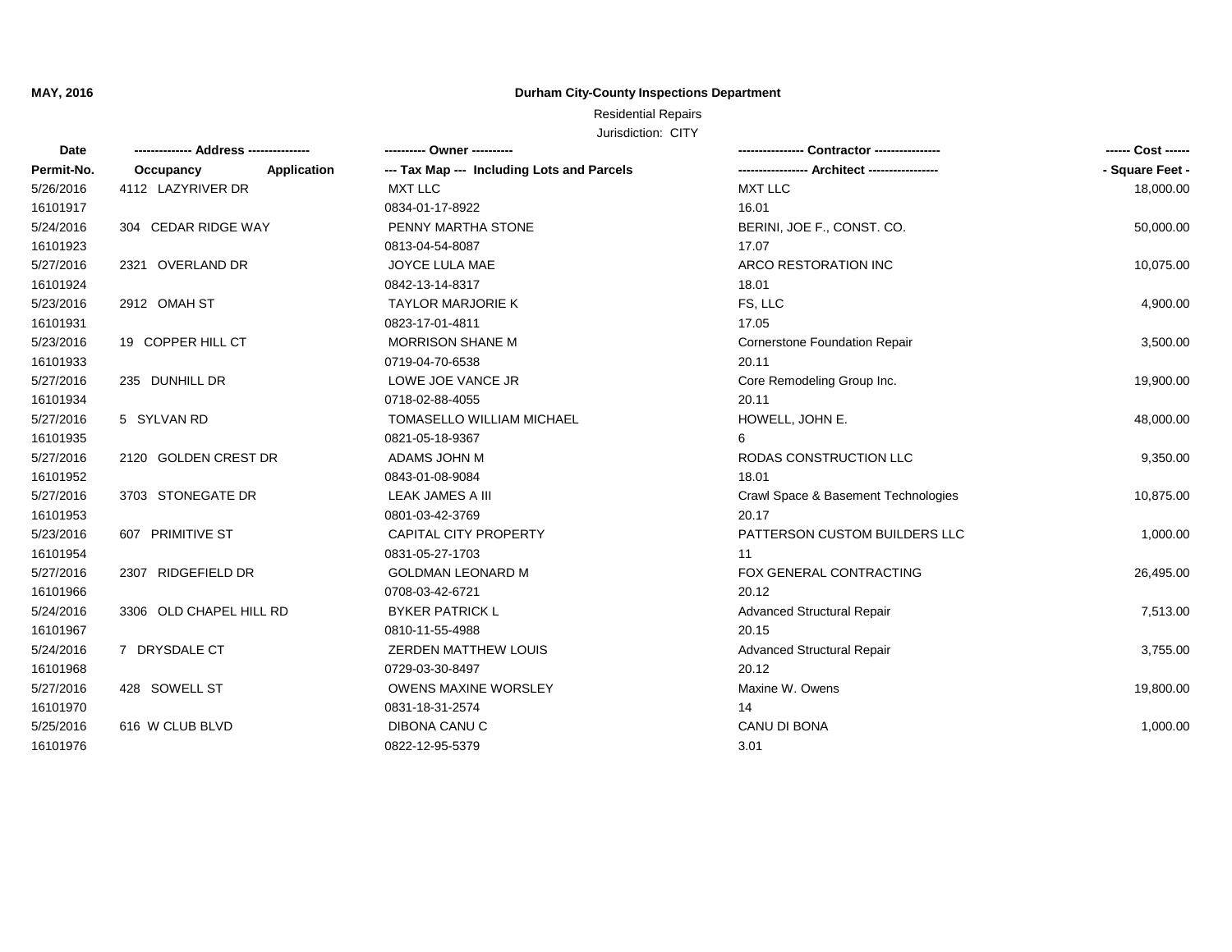**MAY, 2016**

**Durham City-County Inspections Department**

Residential Repairs

Jurisdiction: CITY

| Date / Permit-No. | Address / Occupancy / Application | Owner / Tax Map --- Including Lots and Parcels | Contractor / Architect | Cost / Square Feet |
|---|---|---|---|---|
| 5/26/2016<br>16101917 | 4112 LAZYRIVER DR | MXT LLC<br>0834-01-17-8922 | MXT LLC<br>16.01 | 18,000.00 |
| 5/24/2016<br>16101923 | 304 CEDAR RIDGE WAY | PENNY MARTHA STONE<br>0813-04-54-8087 | BERINI, JOE F., CONST. CO.<br>17.07 | 50,000.00 |
| 5/27/2016<br>16101924 | 2321 OVERLAND DR | JOYCE LULA MAE<br>0842-13-14-8317 | ARCO RESTORATION INC<br>18.01 | 10,075.00 |
| 5/23/2016<br>16101931 | 2912 OMAH ST | TAYLOR MARJORIE K<br>0823-17-01-4811 | FS, LLC<br>17.05 | 4,900.00 |
| 5/23/2016<br>16101933 | 19 COPPER HILL CT | MORRISON SHANE M<br>0719-04-70-6538 | Cornerstone Foundation Repair<br>20.11 | 3,500.00 |
| 5/27/2016<br>16101934 | 235 DUNHILL DR | LOWE JOE VANCE JR<br>0718-02-88-4055 | Core Remodeling Group Inc.<br>20.11 | 19,900.00 |
| 5/27/2016<br>16101935 | 5 SYLVAN RD | TOMASELLO WILLIAM MICHAEL<br>0821-05-18-9367 | HOWELL, JOHN E.<br>6 | 48,000.00 |
| 5/27/2016<br>16101952 | 2120 GOLDEN CREST DR | ADAMS JOHN M<br>0843-01-08-9084 | RODAS CONSTRUCTION LLC<br>18.01 | 9,350.00 |
| 5/27/2016<br>16101953 | 3703 STONEGATE DR | LEAK JAMES A III<br>0801-03-42-3769 | Crawl Space & Basement Technologies<br>20.17 | 10,875.00 |
| 5/23/2016<br>16101954 | 607 PRIMITIVE ST | CAPITAL CITY PROPERTY<br>0831-05-27-1703 | PATTERSON CUSTOM BUILDERS LLC<br>11 | 1,000.00 |
| 5/27/2016<br>16101966 | 2307 RIDGEFIELD DR | GOLDMAN LEONARD M<br>0708-03-42-6721 | FOX GENERAL CONTRACTING<br>20.12 | 26,495.00 |
| 5/24/2016<br>16101967 | 3306 OLD CHAPEL HILL RD | BYKER PATRICK L<br>0810-11-55-4988 | Advanced Structural Repair<br>20.15 | 7,513.00 |
| 5/24/2016<br>16101968 | 7 DRYSDALE CT | ZERDEN MATTHEW LOUIS<br>0729-03-30-8497 | Advanced Structural Repair<br>20.12 | 3,755.00 |
| 5/27/2016<br>16101970 | 428 SOWELL ST | OWENS MAXINE WORSLEY<br>0831-18-31-2574 | Maxine W. Owens<br>14 | 19,800.00 |
| 5/25/2016<br>16101976 | 616 W CLUB BLVD | DIBONA CANU C<br>0822-12-95-5379 | CANU DI BONA<br>3.01 | 1,000.00 |